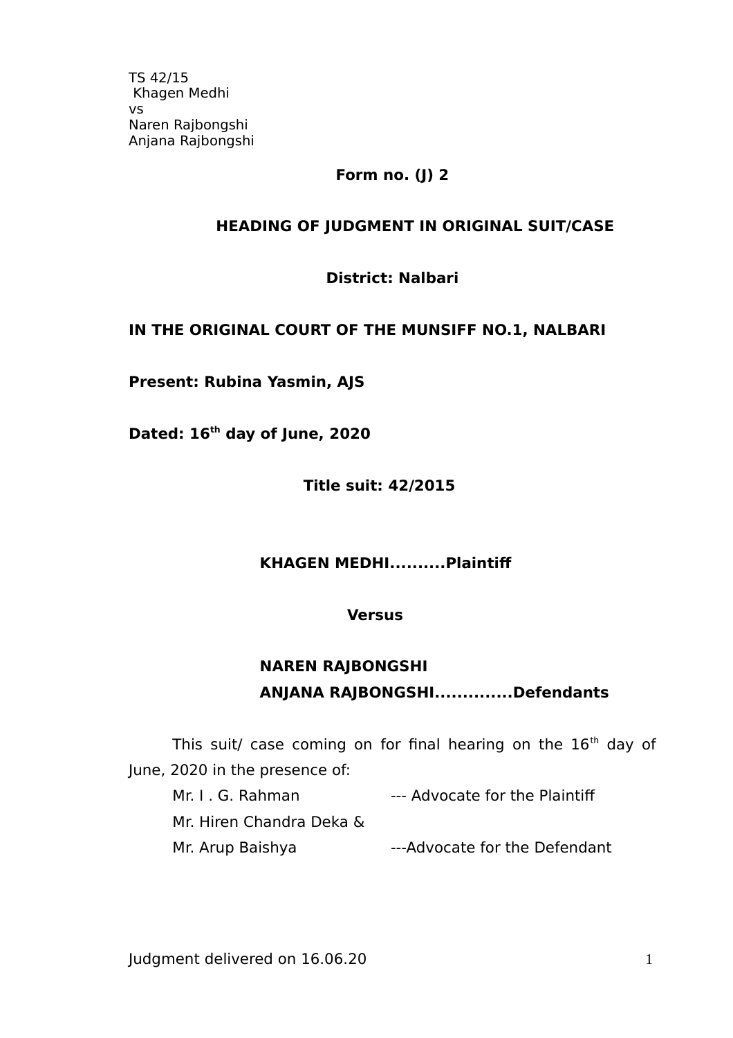TS 42/15
Khagen Medhi
vs
Naren Rajbongshi
Anjana Rajbongshi

**Form no. (J) 2**

**HEADING OF JUDGMENT IN ORIGINAL SUIT/CASE**

**District: Nalbari**

**IN THE ORIGINAL COURT OF THE MUNSIFF NO.1, NALBARI**

**Present: Rubina Yasmin, AJS**

**Dated: 16th day of June, 2020**

**Title suit: 42/2015**

**KHAGEN MEDHI..........Plaintiff**

**Versus**

**NAREN RAJBONGSHI**
**ANJANA RAJBONGSHI..............Defendants**

This suit/ case coming on for final hearing on the 16th day of June, 2020 in the presence of:

Mr. I . G. Rahman --- Advocate for the Plaintiff
Mr. Hiren Chandra Deka &
Mr. Arup Baishya ---Advocate for the Defendant

Judgment delivered on 16.06.20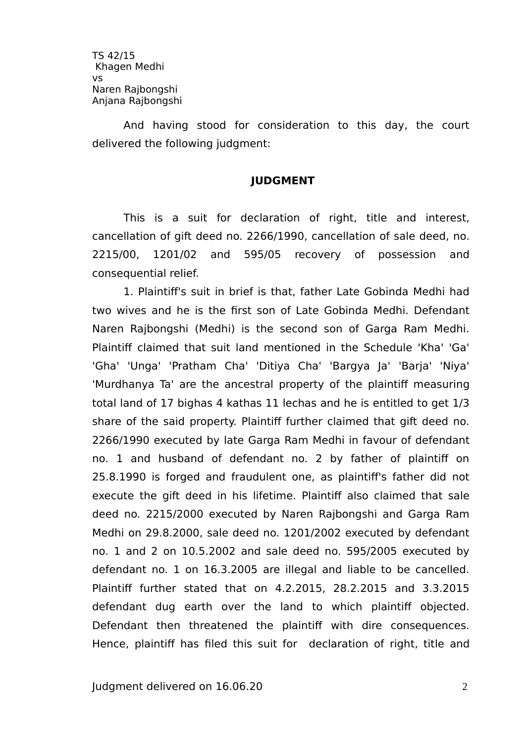TS 42/15
Khagen Medhi
vs
Naren Rajbongshi
Anjana Rajbongshi

And having stood for consideration to this day, the court delivered the following judgment:

**JUDGMENT**

This is a suit for declaration of right, title and interest, cancellation of gift deed no. 2266/1990, cancellation of sale deed, no. 2215/00, 1201/02 and 595/05 recovery of possession and consequential relief.

1. Plaintiff's suit in brief is that, father Late Gobinda Medhi had two wives and he is the first son of Late Gobinda Medhi. Defendant Naren Rajbongshi (Medhi) is the second son of Garga Ram Medhi. Plaintiff claimed that suit land mentioned in the Schedule 'Kha' 'Ga' 'Gha' 'Unga' 'Pratham Cha' 'Ditiya Cha' 'Bargya Ja' 'Barja' 'Niya' 'Murdhanya Ta' are the ancestral property of the plaintiff measuring total land of 17 bighas 4 kathas 11 lechas and he is entitled to get 1/3 share of the said property. Plaintiff further claimed that gift deed no. 2266/1990 executed by late Garga Ram Medhi in favour of defendant no. 1 and husband of defendant no. 2 by father of plaintiff on 25.8.1990 is forged and fraudulent one, as plaintiff's father did not execute the gift deed in his lifetime. Plaintiff also claimed that sale deed no. 2215/2000 executed by Naren Rajbongshi and Garga Ram Medhi on 29.8.2000, sale deed no. 1201/2002 executed by defendant no. 1 and 2 on 10.5.2002 and sale deed no. 595/2005 executed by defendant no. 1 on 16.3.2005 are illegal and liable to be cancelled. Plaintiff further stated that on 4.2.2015, 28.2.2015 and 3.3.2015 defendant dug earth over the land to which plaintiff objected. Defendant then threatened the plaintiff with dire consequences. Hence, plaintiff has filed this suit for declaration of right, title and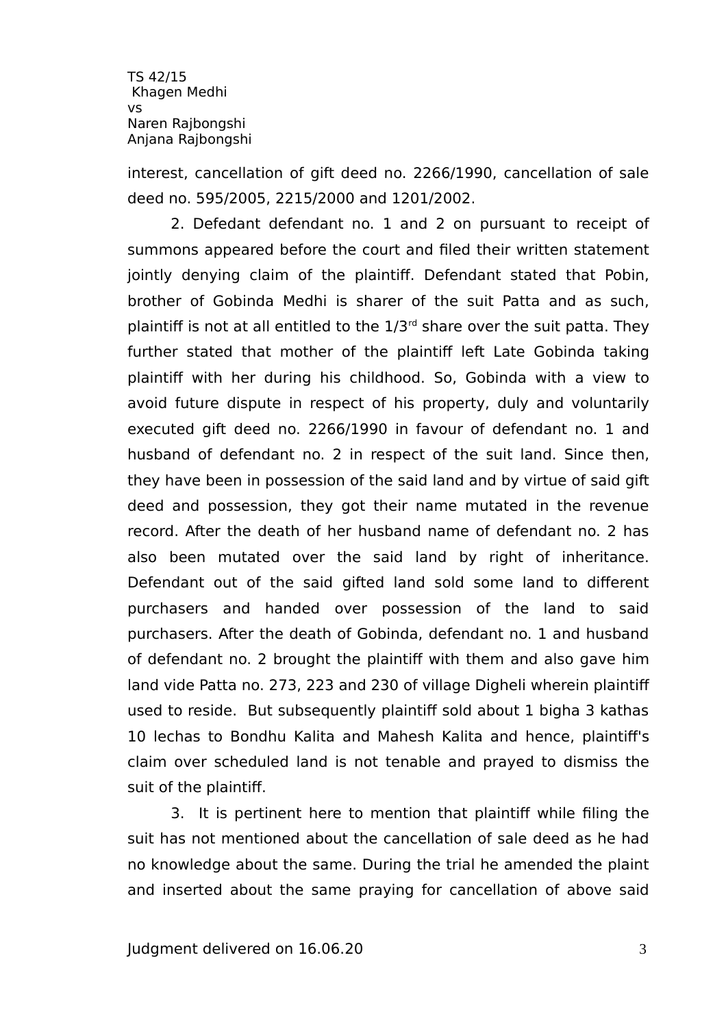interest, cancellation of gift deed no. 2266/1990, cancellation of sale deed no. 595/2005, 2215/2000 and 1201/2002.

2. Defedant defendant no. 1 and 2 on pursuant to receipt of summons appeared before the court and filed their written statement jointly denying claim of the plaintiff. Defendant stated that Pobin, brother of Gobinda Medhi is sharer of the suit Patta and as such, plaintiff is not at all entitled to the 1/3rd share over the suit patta. They further stated that mother of the plaintiff left Late Gobinda taking plaintiff with her during his childhood. So, Gobinda with a view to avoid future dispute in respect of his property, duly and voluntarily executed gift deed no. 2266/1990 in favour of defendant no. 1 and husband of defendant no. 2 in respect of the suit land. Since then, they have been in possession of the said land and by virtue of said gift deed and possession, they got their name mutated in the revenue record. After the death of her husband name of defendant no. 2 has also been mutated over the said land by right of inheritance. Defendant out of the said gifted land sold some land to different purchasers and handed over possession of the land to said purchasers. After the death of Gobinda, defendant no. 1 and husband of defendant no. 2 brought the plaintiff with them and also gave him land vide Patta no. 273, 223 and 230 of village Digheli wherein plaintiff used to reside. But subsequently plaintiff sold about 1 bigha 3 kathas 10 lechas to Bondhu Kalita and Mahesh Kalita and hence, plaintiff's claim over scheduled land is not tenable and prayed to dismiss the suit of the plaintiff.

3. It is pertinent here to mention that plaintiff while filing the suit has not mentioned about the cancellation of sale deed as he had no knowledge about the same. During the trial he amended the plaint and inserted about the same praying for cancellation of above said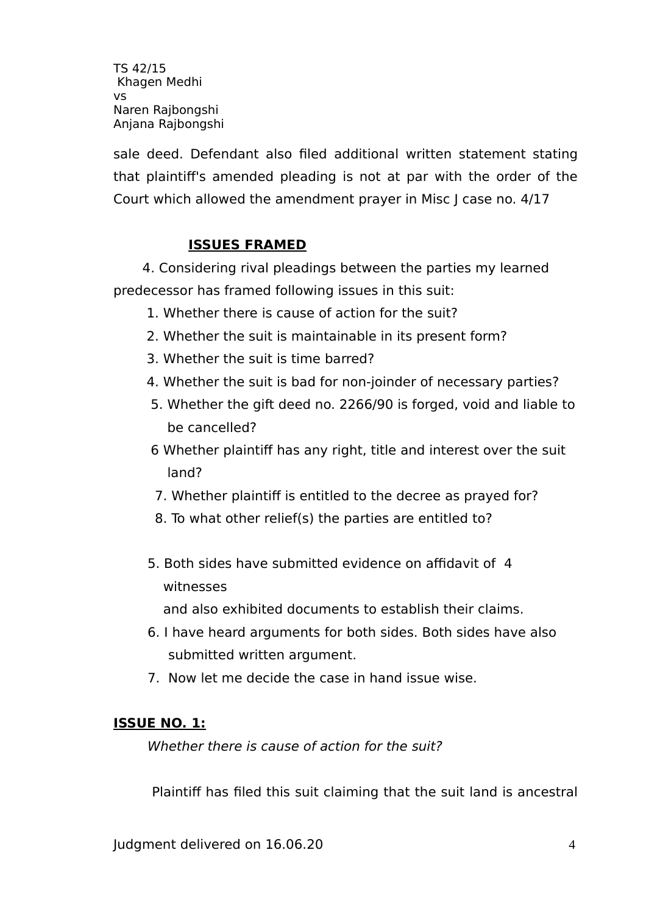sale deed. Defendant also filed additional written statement stating that plaintiff's amended pleading is not at par with the order of the Court which allowed the amendment prayer in Misc J case no. 4/17

**ISSUES FRAMED**

4. Considering rival pleadings between the parties my learned predecessor has framed following issues in this suit:

1. Whether there is cause of action for the suit?
2. Whether the suit is maintainable in its present form?
3. Whether the suit is time barred?
4. Whether the suit is bad for non-joinder of necessary parties?
5. Whether the gift deed no. 2266/90 is forged, void and liable to be cancelled?
6. Whether plaintiff has any right, title and interest over the suit land?
7. Whether plaintiff is entitled to the decree as prayed for?
8. To what other relief(s) the parties are entitled to?

5. Both sides have submitted evidence on affidavit of 4 witnesses and also exhibited documents to establish their claims.

6. I have heard arguments for both sides. Both sides have also submitted written argument.

7. Now let me decide the case in hand issue wise.

**ISSUE NO. 1:**

*Whether there is cause of action for the suit?*

Plaintiff has filed this suit claiming that the suit land is ancestral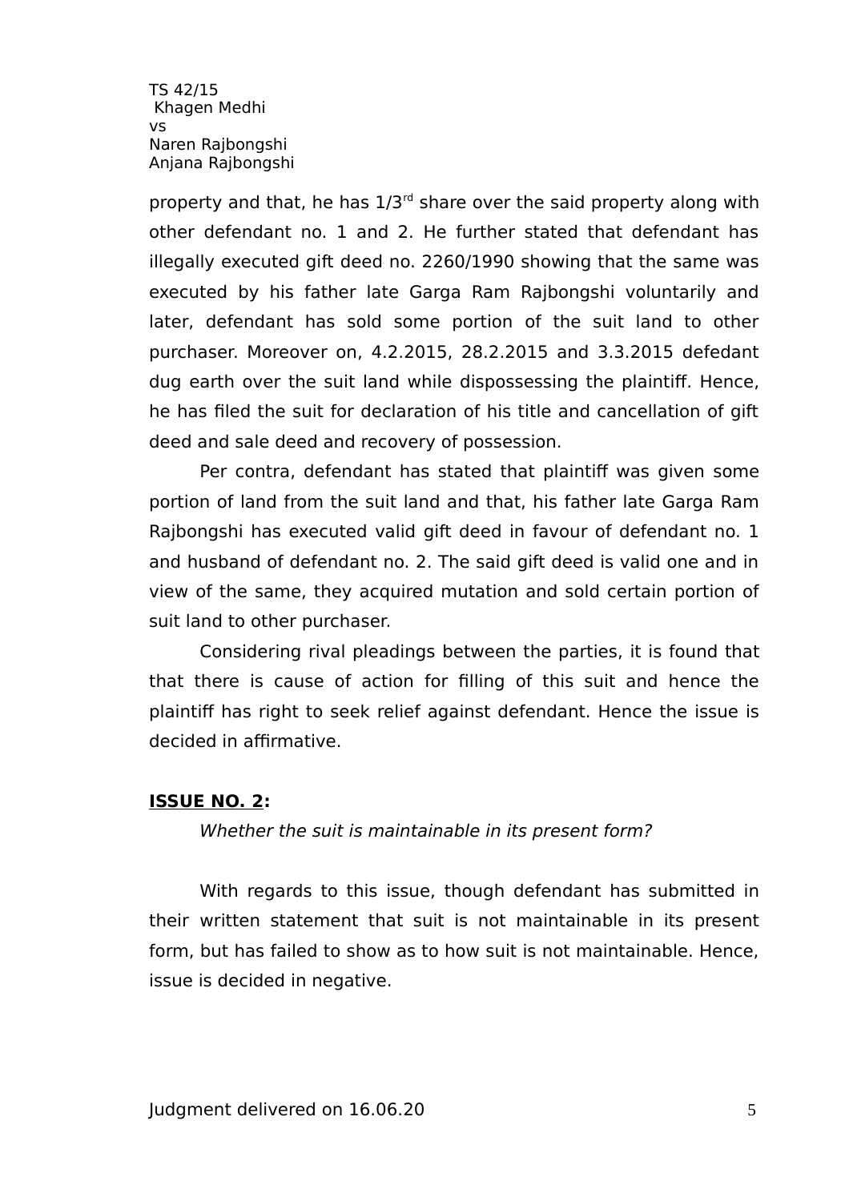property and that, he has 1/3rd share over the said property along with other defendant no. 1 and 2. He further stated that defendant has illegally executed gift deed no. 2260/1990 showing that the same was executed by his father late Garga Ram Rajbongshi voluntarily and later, defendant has sold some portion of the suit land to other purchaser. Moreover on, 4.2.2015, 28.2.2015 and 3.3.2015 defedant dug earth over the suit land while dispossessing the plaintiff. Hence, he has filed the suit for declaration of his title and cancellation of gift deed and sale deed and recovery of possession.

Per contra, defendant has stated that plaintiff was given some portion of land from the suit land and that, his father late Garga Ram Rajbongshi has executed valid gift deed in favour of defendant no. 1 and husband of defendant no. 2. The said gift deed is valid one and in view of the same, they acquired mutation and sold certain portion of suit land to other purchaser.

Considering rival pleadings between the parties, it is found that that there is cause of action for filling of this suit and hence the plaintiff has right to seek relief against defendant. Hence the issue is decided in affirmative.

**ISSUE NO. 2:**

*Whether the suit is maintainable in its present form?*

With regards to this issue, though defendant has submitted in their written statement that suit is not maintainable in its present form, but has failed to show as to how suit is not maintainable. Hence, issue is decided in negative.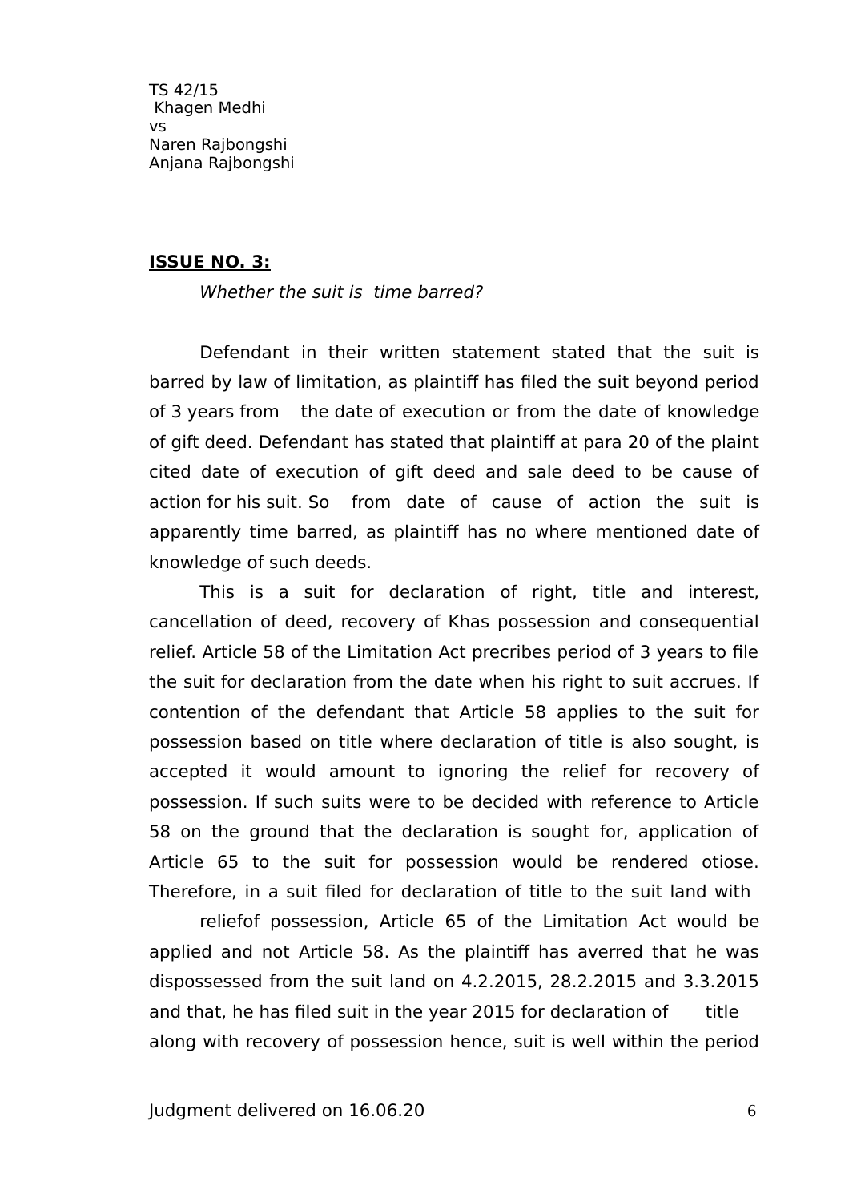TS 42/15
Khagen Medhi
vs
Naren Rajbongshi
Anjana Rajbongshi

**ISSUE NO. 3:**

*Whether the suit is time barred?*

Defendant in their written statement stated that the suit is barred by law of limitation, as plaintiff has filed the suit beyond period of 3 years from the date of execution or from the date of knowledge of gift deed. Defendant has stated that plaintiff at para 20 of the plaint cited date of execution of gift deed and sale deed to be cause of action for his suit. So from date of cause of action the suit is apparently time barred, as plaintiff has no where mentioned date of knowledge of such deeds.

This is a suit for declaration of right, title and interest, cancellation of deed, recovery of Khas possession and consequential relief. Article 58 of the Limitation Act precribes period of 3 years to file the suit for declaration from the date when his right to suit accrues. If contention of the defendant that Article 58 applies to the suit for possession based on title where declaration of title is also sought, is accepted it would amount to ignoring the relief for recovery of possession. If such suits were to be decided with reference to Article 58 on the ground that the declaration is sought for, application of Article 65 to the suit for possession would be rendered otiose. Therefore, in a suit filed for declaration of title to the suit land with reliefof possession, Article 65 of the Limitation Act would be applied and not Article 58. As the plaintiff has averred that he was dispossessed from the suit land on 4.2.2015, 28.2.2015 and 3.3.2015 and that, he has filed suit in the year 2015 for declaration of title along with recovery of possession hence, suit is well within the period

Judgment delivered on 16.06.20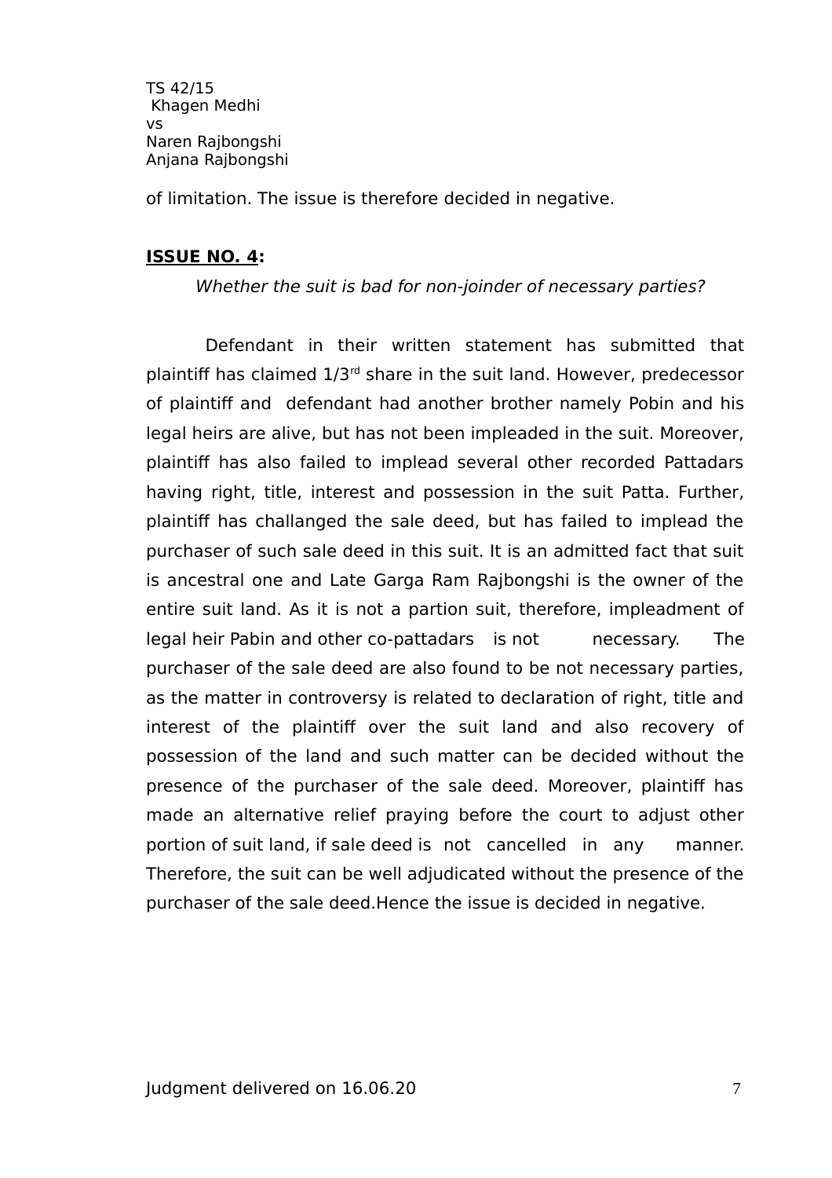of limitation. The issue is therefore decided in negative.

## **ISSUE NO. 4:**

*Whether the suit is bad for non-joinder of necessary parties?*

Defendant in their written statement has submitted that plaintiff has claimed 1/3rd share in the suit land. However, predecessor of plaintiff and defendant had another brother namely Pobin and his legal heirs are alive, but has not been impleaded in the suit. Moreover, plaintiff has also failed to implead several other recorded Pattadars having right, title, interest and possession in the suit Patta. Further, plaintiff has challanged the sale deed, but has failed to implead the purchaser of such sale deed in this suit. It is an admitted fact that suit is ancestral one and Late Garga Ram Rajbongshi is the owner of the entire suit land. As it is not a partion suit, therefore, impleadment of legal heir Pabin and other co-pattadars is not necessary. The purchaser of the sale deed are also found to be not necessary parties, as the matter in controversy is related to declaration of right, title and interest of the plaintiff over the suit land and also recovery of possession of the land and such matter can be decided without the presence of the purchaser of the sale deed. Moreover, plaintiff has made an alternative relief praying before the court to adjust other portion of suit land, if sale deed is not cancelled in any manner. Therefore, the suit can be well adjudicated without the presence of the purchaser of the sale deed.Hence the issue is decided in negative.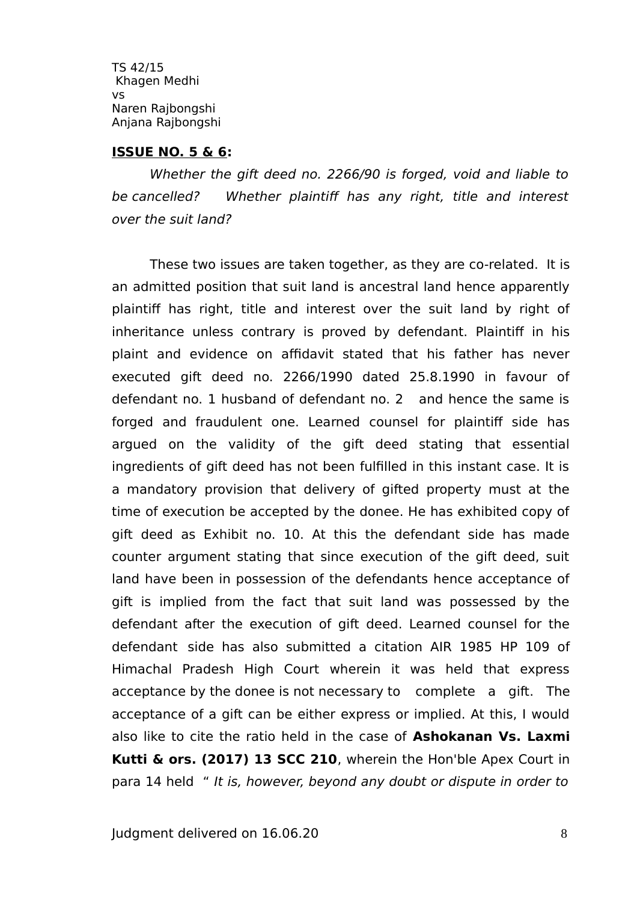**ISSUE NO. 5 & 6:**

*Whether the gift deed no. 2266/90 is forged, void and liable to be cancelled? Whether plaintiff has any right, title and interest over the suit land?*

These two issues are taken together, as they are co-related. It is an admitted position that suit land is ancestral land hence apparently plaintiff has right, title and interest over the suit land by right of inheritance unless contrary is proved by defendant. Plaintiff in his plaint and evidence on affidavit stated that his father has never executed gift deed no. 2266/1990 dated 25.8.1990 in favour of defendant no. 1 husband of defendant no. 2 and hence the same is forged and fraudulent one. Learned counsel for plaintiff side has argued on the validity of the gift deed stating that essential ingredients of gift deed has not been fulfilled in this instant case. It is a mandatory provision that delivery of gifted property must at the time of execution be accepted by the donee. He has exhibited copy of gift deed as Exhibit no. 10. At this the defendant side has made counter argument stating that since execution of the gift deed, suit land have been in possession of the defendants hence acceptance of gift is implied from the fact that suit land was possessed by the defendant after the execution of gift deed. Learned counsel for the defendant side has also submitted a citation AIR 1985 HP 109 of Himachal Pradesh High Court wherein it was held that express acceptance by the donee is not necessary to complete a gift. The acceptance of a gift can be either express or implied. At this, I would also like to cite the ratio held in the case of **Ashokanan Vs. Laxmi Kutti & ors. (2017) 13 SCC 210**, wherein the Hon'ble Apex Court in para 14 held " *It is, however, beyond any doubt or dispute in order to*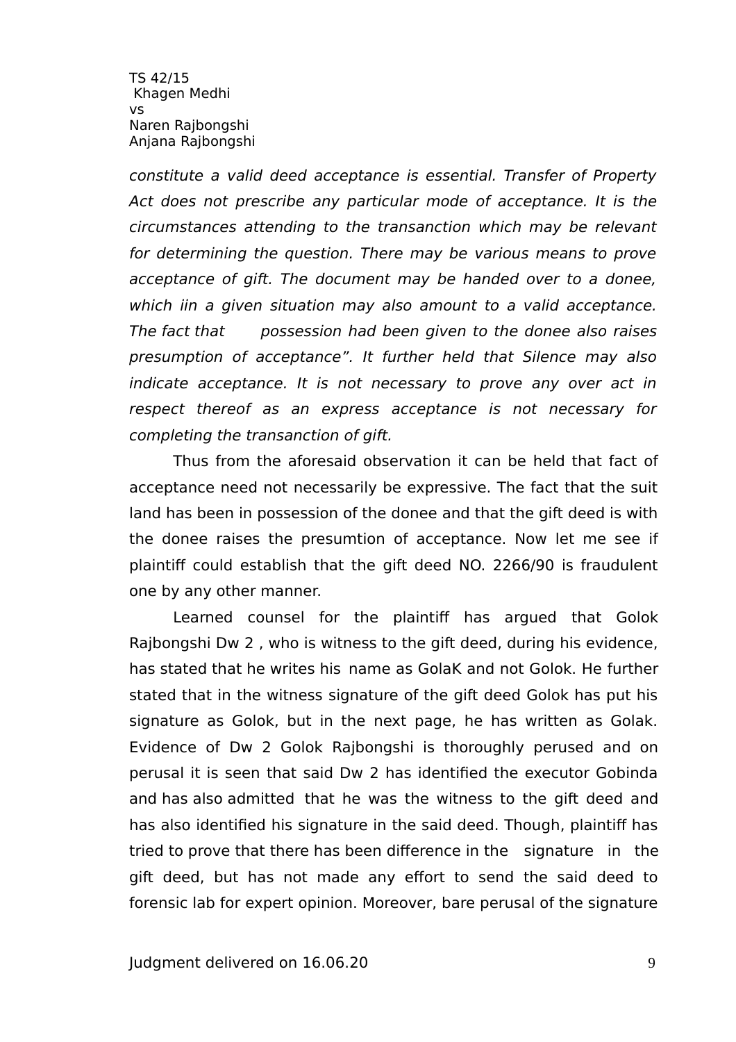*constitute a valid deed acceptance is essential. Transfer of Property Act does not prescribe any particular mode of acceptance. It is the circumstances attending to the transanction which may be relevant for determining the question. There may be various means to prove acceptance of gift. The document may be handed over to a donee, which iin a given situation may also amount to a valid acceptance. The fact that possession had been given to the donee also raises presumption of acceptance". It further held that Silence may also indicate acceptance. It is not necessary to prove any over act in respect thereof as an express acceptance is not necessary for completing the transanction of gift.*

Thus from the aforesaid observation it can be held that fact of acceptance need not necessarily be expressive. The fact that the suit land has been in possession of the donee and that the gift deed is with the donee raises the presumtion of acceptance. Now let me see if plaintiff could establish that the gift deed NO. 2266/90 is fraudulent one by any other manner.

Learned counsel for the plaintiff has argued that Golok Rajbongshi Dw 2 , who is witness to the gift deed, during his evidence, has stated that he writes his name as GolaK and not Golok. He further stated that in the witness signature of the gift deed Golok has put his signature as Golok, but in the next page, he has written as Golak. Evidence of Dw 2 Golok Rajbongshi is thoroughly perused and on perusal it is seen that said Dw 2 has identified the executor Gobinda and has also admitted that he was the witness to the gift deed and has also identified his signature in the said deed. Though, plaintiff has tried to prove that there has been difference in the signature in the gift deed, but has not made any effort to send the said deed to forensic lab for expert opinion. Moreover, bare perusal of the signature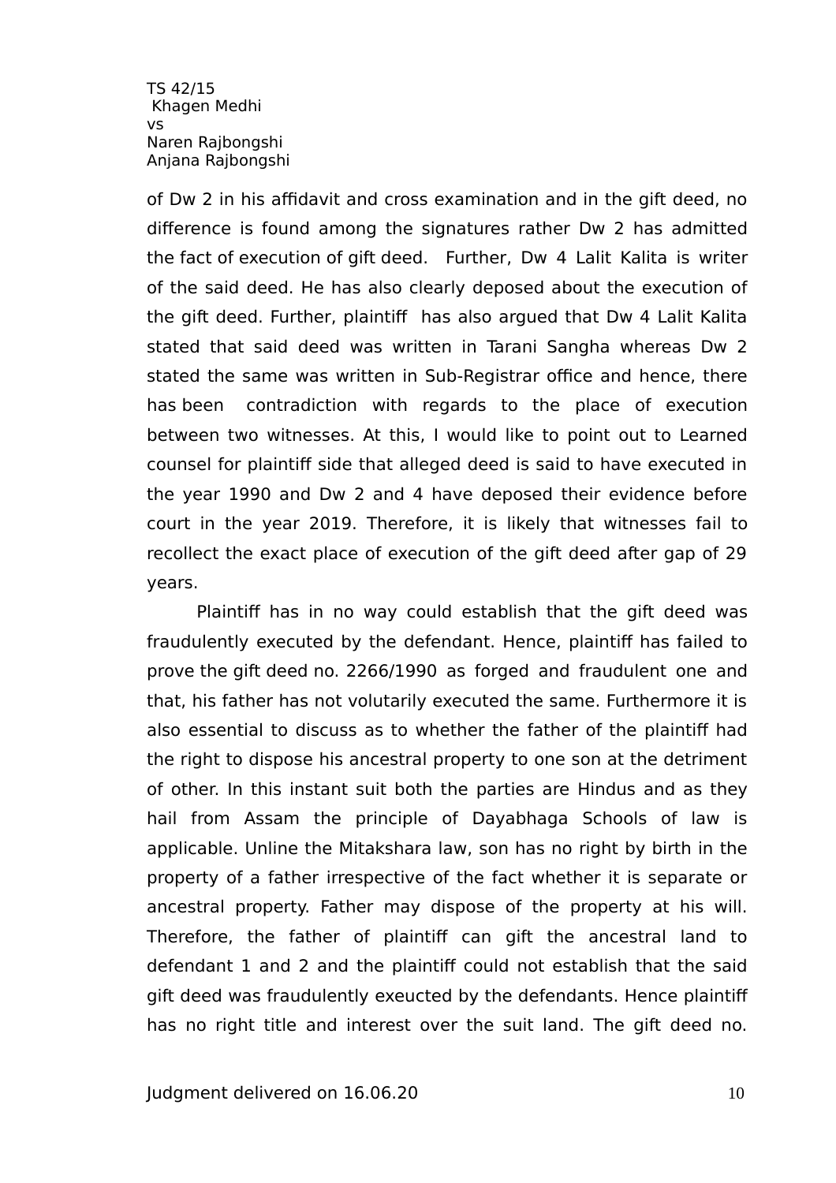of Dw 2 in his affidavit and cross examination and in the gift deed, no difference is found among the signatures rather Dw 2 has admitted the fact of execution of gift deed. Further, Dw 4 Lalit Kalita is writer of the said deed. He has also clearly deposed about the execution of the gift deed. Further, plaintiff has also argued that Dw 4 Lalit Kalita stated that said deed was written in Tarani Sangha whereas Dw 2 stated the same was written in Sub-Registrar office and hence, there has been contradiction with regards to the place of execution between two witnesses. At this, I would like to point out to Learned counsel for plaintiff side that alleged deed is said to have executed in the year 1990 and Dw 2 and 4 have deposed their evidence before court in the year 2019. Therefore, it is likely that witnesses fail to recollect the exact place of execution of the gift deed after gap of 29 years.

Plaintiff has in no way could establish that the gift deed was fraudulently executed by the defendant. Hence, plaintiff has failed to prove the gift deed no. 2266/1990 as forged and fraudulent one and that, his father has not volutarily executed the same. Furthermore it is also essential to discuss as to whether the father of the plaintiff had the right to dispose his ancestral property to one son at the detriment of other. In this instant suit both the parties are Hindus and as they hail from Assam the principle of Dayabhaga Schools of law is applicable. Unline the Mitakshara law, son has no right by birth in the property of a father irrespective of the fact whether it is separate or ancestral property. Father may dispose of the property at his will. Therefore, the father of plaintiff can gift the ancestral land to defendant 1 and 2 and the plaintiff could not establish that the said gift deed was fraudulently exeucted by the defendants. Hence plaintiff has no right title and interest over the suit land. The gift deed no.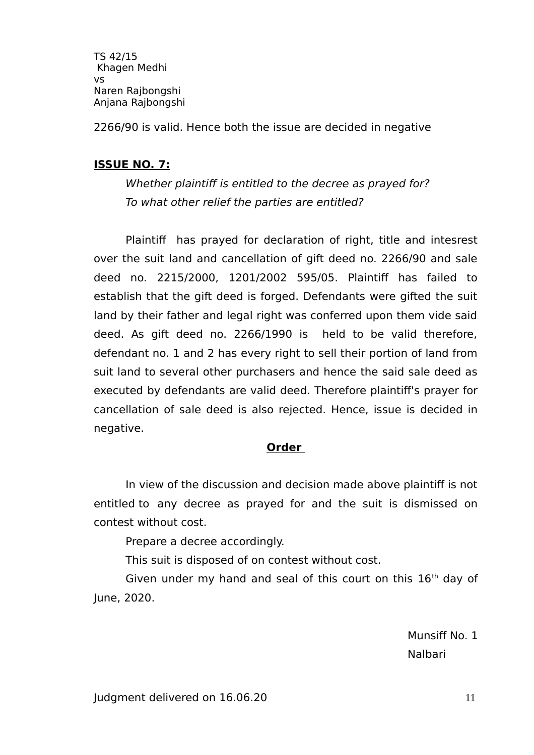2266/90 is valid. Hence both the issue are decided in negative

**ISSUE NO. 7:**

*Whether plaintiff is entitled to the decree as prayed for?*
*To what other relief the parties are entitled?*

Plaintiff has prayed for declaration of right, title and intesrest over the suit land and cancellation of gift deed no. 2266/90 and sale deed no. 2215/2000, 1201/2002 595/05. Plaintiff has failed to establish that the gift deed is forged. Defendants were gifted the suit land by their father and legal right was conferred upon them vide said deed. As gift deed no. 2266/1990 is held to be valid therefore, defendant no. 1 and 2 has every right to sell their portion of land from suit land to several other purchasers and hence the said sale deed as executed by defendants are valid deed. Therefore plaintiff's prayer for cancellation of sale deed is also rejected. Hence, issue is decided in negative.

**Order**

In view of the discussion and decision made above plaintiff is not entitled to any decree as prayed for and the suit is dismissed on contest without cost.

Prepare a decree accordingly.

This suit is disposed of on contest without cost.

Given under my hand and seal of this court on this 16th day of June, 2020.

Munsiff No. 1
Nalbari

Judgment delivered on 16.06.20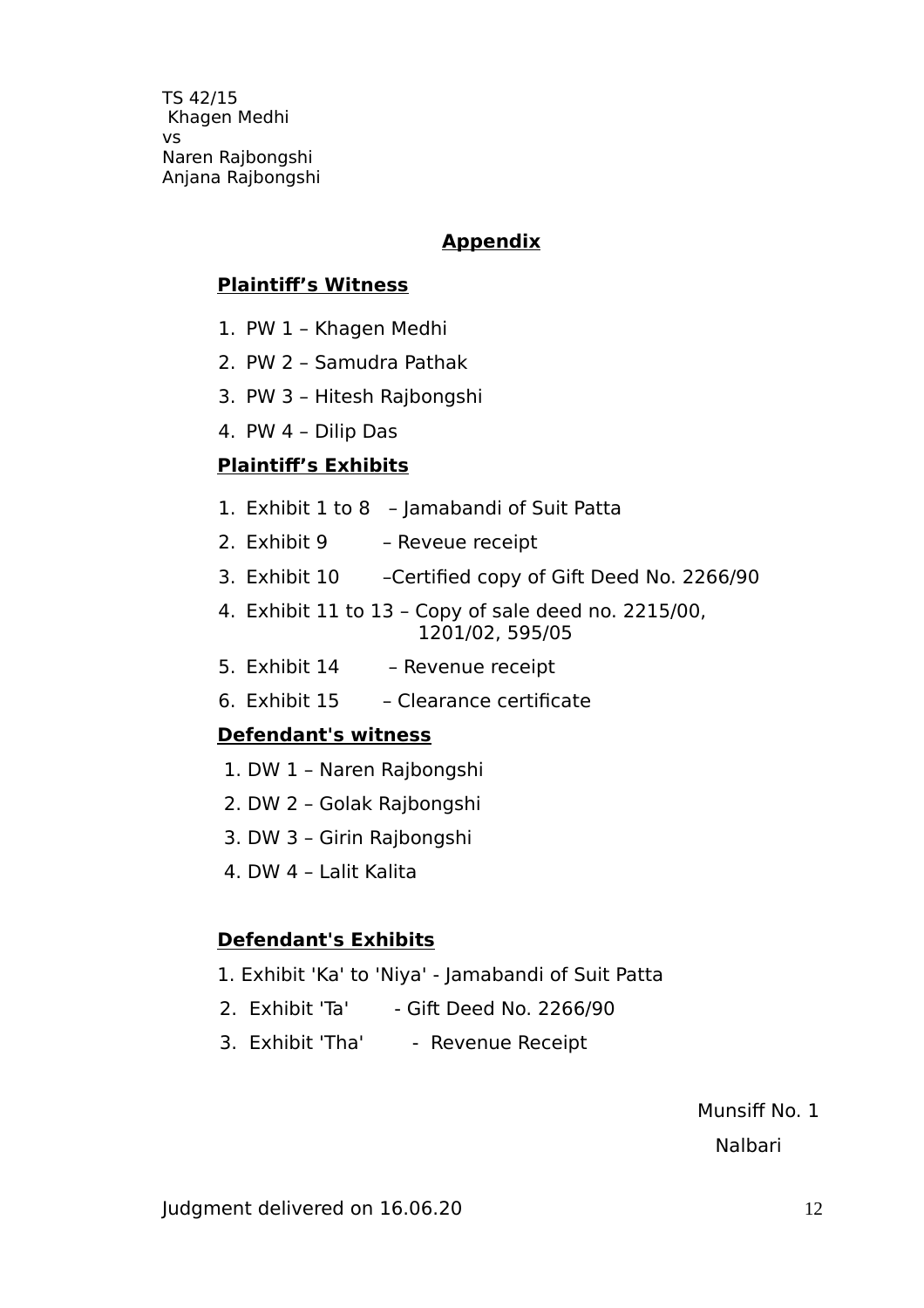TS 42/15
Khagen Medhi
vs
Naren Rajbongshi
Anjana Rajbongshi

## Appendix

### Plaintiff's Witness

1. PW 1 – Khagen Medhi
2. PW 2 – Samudra Pathak
3. PW 3 – Hitesh Rajbongshi
4. PW 4 – Dilip Das

### Plaintiff's Exhibits

1. Exhibit 1 to 8 – Jamabandi of Suit Patta
2. Exhibit 9 – Reveue receipt
3. Exhibit 10 –Certified copy of Gift Deed No. 2266/90
4. Exhibit 11 to 13 – Copy of sale deed no. 2215/00, 1201/02, 595/05
5. Exhibit 14 – Revenue receipt
6. Exhibit 15 – Clearance certificate

### Defendant's witness

1. DW 1 – Naren Rajbongshi
2. DW 2 – Golak Rajbongshi
3. DW 3 – Girin Rajbongshi
4. DW 4 – Lalit Kalita

### Defendant's Exhibits

1. Exhibit 'Ka' to 'Niya' - Jamabandi of Suit Patta
2. Exhibit 'Ta' - Gift Deed No. 2266/90
3. Exhibit 'Tha' - Revenue Receipt

Munsiff No. 1
Nalbari

Judgment delivered on 16.06.20